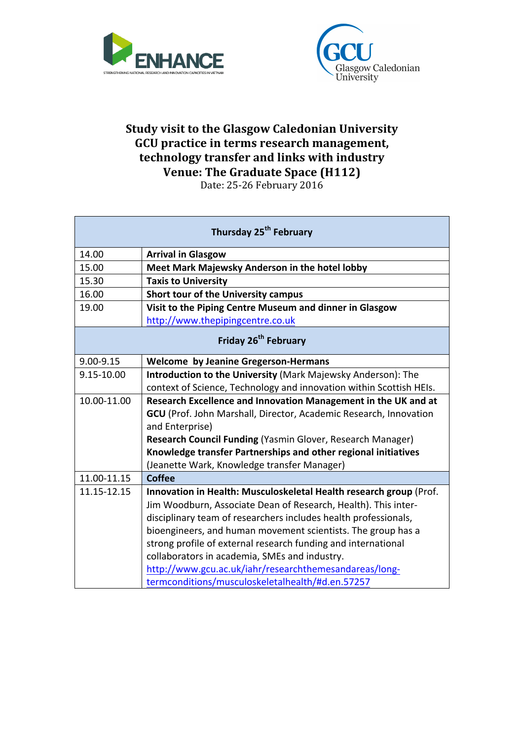# Study visit to the Glasgow Caledonian University
# GCU practice in terms research management, technology transfer and links with industry
# Venue: The Graduate Space (H112)

Date: 25-26 February 2016

| Thursday 25th February | |
|---|---|
| 14.00 | **Arrival in Glasgow** |
| 15.00 | **Meet Mark Majewsky Anderson in the hotel lobby** |
| 15.30 | **Taxis to University** |
| 16.00 | **Short tour of the University campus** |
| 19.00 | **Visit to the Piping Centre Museum and dinner in Glasgow** http://www.thepipingcentre.co.uk |
| **Friday 26th February** | |
| 9.00-9.15 | **Welcome by Jeanine Gregerson-Hermans** |
| 9.15-10.00 | **Introduction to the University** (Mark Majewsky Anderson): The context of Science, Technology and innovation within Scottish HEIs. |
| 10.00-11.00 | **Research Excellence and Innovation Management in the UK and at GCU** (Prof. John Marshall, Director, Academic Research, Innovation and Enterprise) **Research Council Funding** (Yasmin Glover, Research Manager) **Knowledge transfer Partnerships and other regional initiatives** (Jeanette Wark, Knowledge transfer Manager) |
| 11.00-11.15 | **Coffee** |
| 11.15-12.15 | **Innovation in Health: Musculoskeletal Health research group** (Prof. Jim Woodburn, Associate Dean of Research, Health). This inter-disciplinary team of researchers includes health professionals, bioengineers, and human movement scientists. The group has a strong profile of external research funding and international collaborators in academia, SMEs and industry. http://www.gcu.ac.uk/iahr/researchthemesandareas/long-termconditions/musculoskeletalhealth/#d.en.57257 |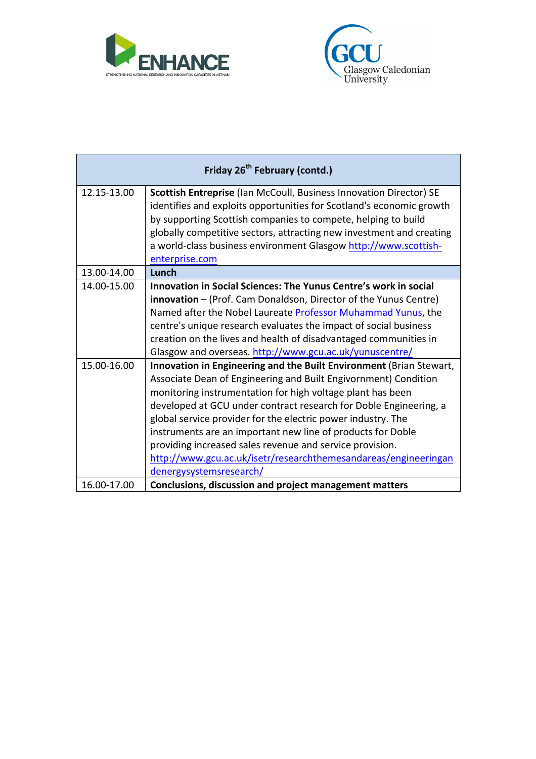| Friday 26th February (contd.) | |
|---|---|
| 12.15-13.00 | **Scottish Entreprise** (Ian McCoull, Business Innovation Director) SE identifies and exploits opportunities for Scotland's economic growth by supporting Scottish companies to compete, helping to build globally competitive sectors, attracting new investment and creating a world-class business environment Glasgow http://www.scottish-enterprise.com |
| 13.00-14.00 | **Lunch** |
| 14.00-15.00 | **Innovation in Social Sciences: The Yunus Centre's work in social innovation** – (Prof. Cam Donaldson, Director of the Yunus Centre) Named after the Nobel Laureate Professor Muhammad Yunus, the centre's unique research evaluates the impact of social business creation on the lives and health of disadvantaged communities in Glasgow and overseas. http://www.gcu.ac.uk/yunuscentre/ |
| 15.00-16.00 | **Innovation in Engineering and the Built Environment** (Brian Stewart, Associate Dean of Engineering and Built Engivornment) Condition monitoring instrumentation for high voltage plant has been developed at GCU under contract research for Doble Engineering, a global service provider for the electric power industry. The instruments are an important new line of products for Doble providing increased sales revenue and service provision. http://www.gcu.ac.uk/isetr/researchthemesandareas/engineeringandenergysystemsresearch/ |
| 16.00-17.00 | **Conclusions, discussion and project management matters** |